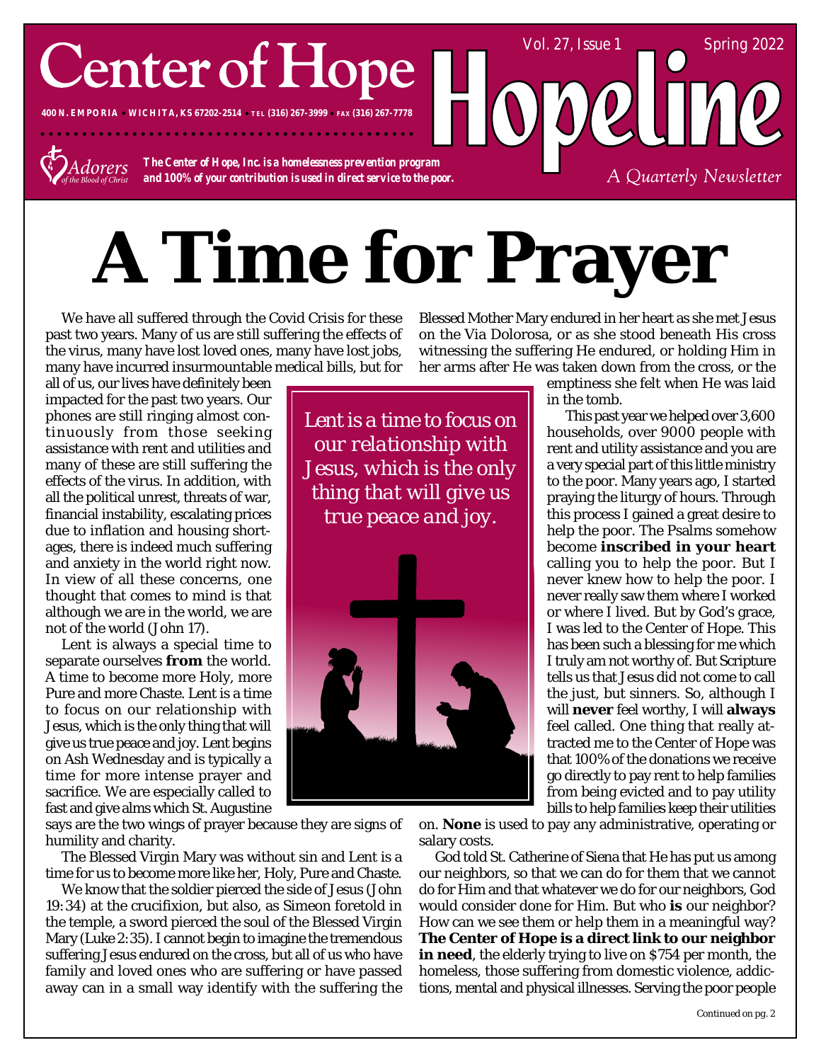# Center of Hope

400 N. EMPORIA • WICHITA, KS 67202-2514 • TEL (316) 267-3999 • FAX (316) 267-7778

Adorers of the Blood of Christ

*The Center of Hope, Inc. is a homelessness prevention program and 100% of your contribution is used in direct service to the poor.*

# Hopeline

Vol. 27, Issue 1 — Spring 2022

*A Quarterly Newsletter*

# A Time for Prayer

We have all suffered through the Covid Crisis for these past two years. Many of us are still suffering the effects of the virus, many have lost loved ones, many have lost jobs, many have incurred insurmountable medical bills, but for all of us, our lives have definitely been impacted for the past two years. Our phones are still ringing almost continuously from those seeking assistance with rent and utilities and many of these are still suffering the effects of the virus. In addition, with all the political unrest, threats of war, financial instability, escalating prices due to inflation and housing shortages, there is indeed much suffering and anxiety in the world right now. In view of all these concerns, one thought that comes to mind is that although we are in the world, we are not of the world (John 17).

Lent is always a special time to separate ourselves **from** the world. A time to become more Holy, more Pure and more Chaste. Lent is a time to focus on our relationship with Jesus, which is the only thing that will give us true peace and joy. Lent begins on Ash Wednesday and is typically a time for more intense prayer and sacrifice. We are especially called to fast and give alms which St. Augustine says are the two wings of prayer because they are signs of humility and charity.

The Blessed Virgin Mary was without sin and Lent is a time for us to become more like her, Holy, Pure and Chaste.

We know that the soldier pierced the side of Jesus (John 19:34) at the crucifixion, but also, as Simeon foretold in the temple, a sword pierced the soul of the Blessed Virgin Mary (Luke 2:35). I cannot begin to imagine the tremendous suffering Jesus endured on the cross, but all of us who have family and loved ones who are suffering or have passed away can in a small way identify with the suffering the Blessed Mother Mary endured in her heart as she met Jesus on the Via Dolorosa, or as she stood beneath His cross witnessing the suffering He endured, or holding Him in her arms after He was taken down from the cross, or the emptiness she felt when He was laid in the tomb.

*Lent is a time to focus on our relationship with Jesus, which is the only thing that will give us true peace and joy.*

This past year we helped over 3,600 households, over 9000 people with rent and utility assistance and you are a very special part of this little ministry to the poor. Many years ago, I started praying the liturgy of hours. Through this process I gained a great desire to help the poor. The Psalms somehow become **inscribed in your heart** calling you to help the poor. But I never knew how to help the poor. I never really saw them where I worked or where I lived. But by God's grace, I was led to the Center of Hope. This has been such a blessing for me which I truly am not worthy of. But Scripture tells us that Jesus did not come to call the just, but sinners. So, although I will **never** feel worthy, I will **always** feel called. One thing that really attracted me to the Center of Hope was that 100% of the donations we receive go directly to pay rent to help families from being evicted and to pay utility bills to help families keep their utilities on. **None** is used to pay any administrative, operating or salary costs.

God told St. Catherine of Siena that He has put us among our neighbors, so that we can do for them that we cannot do for Him and that whatever we do for our neighbors, God would consider done for Him. But who **is** our neighbor? How can we see them or help them in a meaningful way? **The Center of Hope is a direct link to our neighbor in need**, the elderly trying to live on $754 per month, the homeless, those suffering from domestic violence, addictions, mental and physical illnesses. Serving the poor people

Continued on pg. 2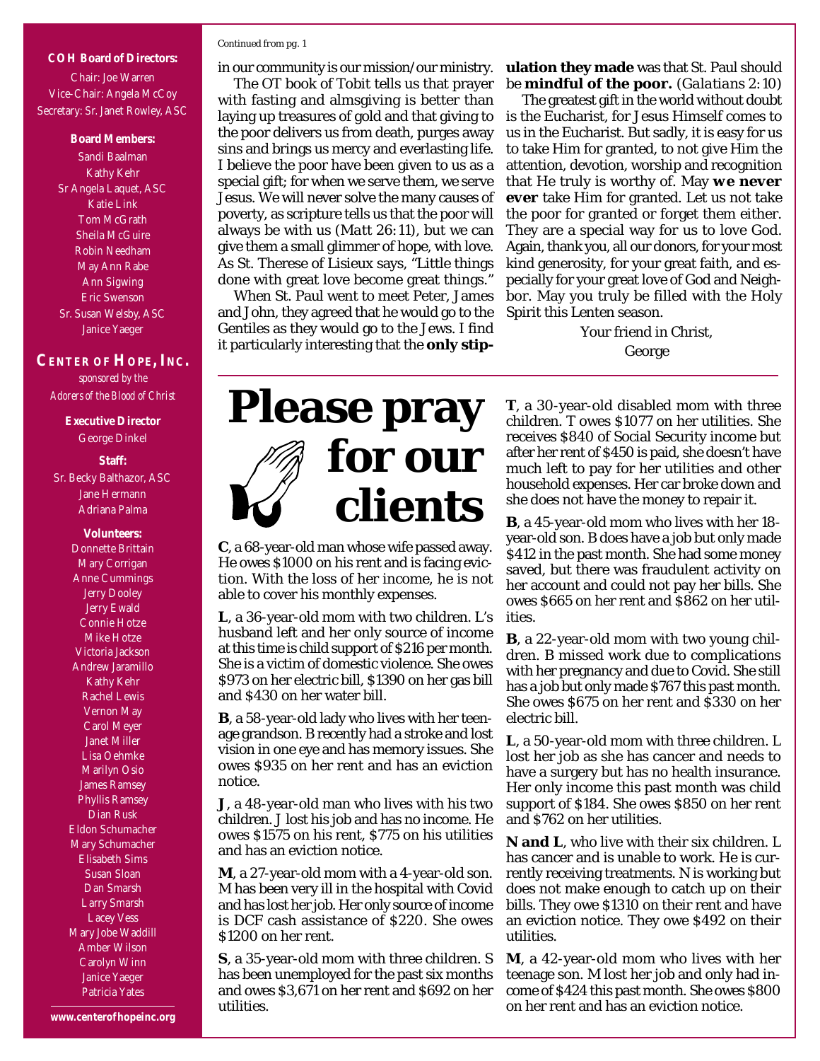**COH Board of Directors:**

Chair: Joe Warren
Vice-Chair: Angela McCoy
Secretary: Sr. Janet Rowley, ASC

**Board Members:**

Sandi Baalman
Kathy Kehr
Sr Angela Laquet, ASC
Katie Link
Tom McGrath
Sheila McGuire
Robin Needham
May Ann Rabe
Ann Sigwing
Eric Swenson
Sr. Susan Welsby, ASC
Janice Yaeger

**CENTER OF HOPE, INC.**

*sponsored by the Adorers of the Blood of Christ*

**Executive Director**

George Dinkel

**Staff:**

Sr. Becky Balthazor, ASC
Jane Hermann
Adriana Palma

**Volunteers:**

Donnette Brittain
Mary Corrigan
Anne Cummings
Jerry Dooley
Jerry Ewald
Connie Hotze
Mike Hotze
Victoria Jackson
Andrew Jaramillo
Kathy Kehr
Rachel Lewis
Vernon May
Carol Meyer
Janet Miller
Lisa Oehmke
Marilyn Osio
James Ramsey
Phyllis Ramsey
Dian Rusk
Eldon Schumacher
Mary Schumacher
Elisabeth Sims
Susan Sloan
Dan Smarsh
Larry Smarsh
Lacey Vess
Mary Jobe Waddill
Amber Wilson
Carolyn Winn
Janice Yaeger
Patricia Yates

**www.centerofhopeinc.org**

*Continued from pg. 1*

in our community is our mission/our ministry.

The OT book of Tobit tells us that prayer with fasting and almsgiving is better than laying up treasures of gold and that giving to the poor delivers us from death, purges away sins and brings us mercy and everlasting life. I believe the poor have been given to us as a special gift; for when we serve them, we serve Jesus. We will never solve the many causes of poverty, as scripture tells us that the poor will always be with us (*Matt 26:11*), but we can give them a small glimmer of hope, with love. As St. Therese of Lisieux says, "Little things done with great love become great things."

When St. Paul went to meet Peter, James and John, they agreed that he would go to the Gentiles as they would go to the Jews. I find it particularly interesting that the **only stipulation they made** was that St. Paul should be **mindful of the poor.** (*Galatians 2:10*)

The greatest gift in the world without doubt is the Eucharist, for Jesus Himself comes to us in the Eucharist. But sadly, it is easy for us to take Him for granted, to not give Him the attention, devotion, worship and recognition that He truly is worthy of. May **we never ever** take Him for granted. Let us not take the poor for granted or forget them either. They are a special way for us to love God. Again, thank you, all our donors, for your most kind generosity, for your great faith, and especially for your great love of God and Neighbor. May you truly be filled with the Holy Spirit this Lenten season.

Your friend in Christ,
George

# Please pray for our clients

**C**, a 68-year-old man whose wife passed away. He owes $1000 on his rent and is facing eviction. With the loss of her income, he is not able to cover his monthly expenses.

**L**, a 36-year-old mom with two children. L's husband left and her only source of income at this time is child support of $216 per month. She is a victim of domestic violence. She owes $973 on her electric bill, $1390 on her gas bill and $430 on her water bill.

**B**, a 58-year-old lady who lives with her teenage grandson. B recently had a stroke and lost vision in one eye and has memory issues. She owes $935 on her rent and has an eviction notice.

**J**, a 48-year-old man who lives with his two children. J lost his job and has no income. He owes $1575 on his rent, $775 on his utilities and has an eviction notice.

**M**, a 27-year-old mom with a 4-year-old son. M has been very ill in the hospital with Covid and has lost her job. Her only source of income is DCF cash assistance of $220. She owes $1200 on her rent.

**S**, a 35-year-old mom with three children. S has been unemployed for the past six months and owes $3,671 on her rent and $692 on her utilities.

**T**, a 30-year-old disabled mom with three children. T owes $1077 on her utilities. She receives $840 of Social Security income but after her rent of $450 is paid, she doesn't have much left to pay for her utilities and other household expenses. Her car broke down and she does not have the money to repair it.

**B**, a 45-year-old mom who lives with her 18-year-old son. B does have a job but only made $412 in the past month. She had some money saved, but there was fraudulent activity on her account and could not pay her bills. She owes $665 on her rent and $862 on her utilities.

**B**, a 22-year-old mom with two young children. B missed work due to complications with her pregnancy and due to Covid. She still has a job but only made $767 this past month. She owes $675 on her rent and $330 on her electric bill.

**L**, a 50-year-old mom with three children. L lost her job as she has cancer and needs to have a surgery but has no health insurance. Her only income this past month was child support of $184. She owes $850 on her rent and $762 on her utilities.

**N and L**, who live with their six children. L has cancer and is unable to work. He is currently receiving treatments. N is working but does not make enough to catch up on their bills. They owe $1310 on their rent and have an eviction notice. They owe $492 on their utilities.

**M**, a 42-year-old mom who lives with her teenage son. M lost her job and only had income of $424 this past month. She owes $800 on her rent and has an eviction notice.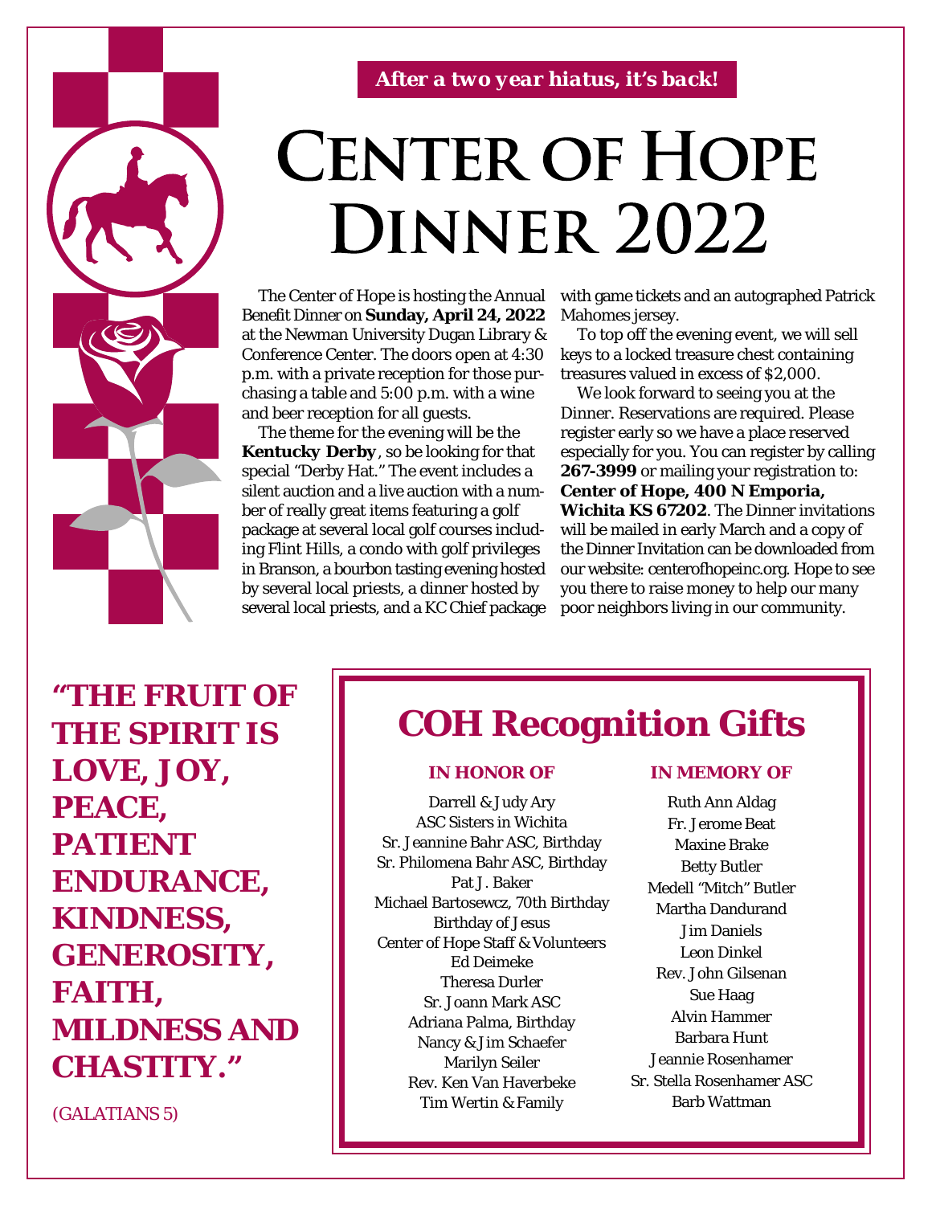*After a two year hiatus, it's back!*

# Center of Hope Dinner 2022

The Center of Hope is hosting the Annual Benefit Dinner on **Sunday, April 24, 2022** at the Newman University Dugan Library & Conference Center. The doors open at 4:30 p.m. with a private reception for those purchasing a table and 5:00 p.m. with a wine and beer reception for all guests.

The theme for the evening will be the **Kentucky Derby**, so be looking for that special "Derby Hat." The event includes a silent auction and a live auction with a number of really great items featuring a golf package at several local golf courses including Flint Hills, a condo with golf privileges in Branson, a bourbon tasting evening hosted by several local priests, a dinner hosted by several local priests, and a KC Chief package with game tickets and an autographed Patrick Mahomes jersey.

To top off the evening event, we will sell keys to a locked treasure chest containing treasures valued in excess of $2,000.

We look forward to seeing you at the Dinner. Reservations are required. Please register early so we have a place reserved especially for you. You can register by calling **267-3999** or mailing your registration to: **Center of Hope, 400 N Emporia, Wichita KS 67202**. The Dinner invitations will be mailed in early March and a copy of the Dinner Invitation can be downloaded from our website: centerofhopeinc.org. Hope to see you there to raise money to help our many poor neighbors living in our community.

**"THE FRUIT OF THE SPIRIT IS LOVE, JOY, PEACE, PATIENT ENDURANCE, KINDNESS, GENEROSITY, FAITH, MILDNESS AND CHASTITY."**

(GALATIANS 5)

## COH Recognition Gifts

### IN HONOR OF

Darrell & Judy Ary
ASC Sisters in Wichita
Sr. Jeannine Bahr ASC, Birthday
Sr. Philomena Bahr ASC, Birthday
Pat J. Baker
Michael Bartosewcz, 70th Birthday
Birthday of Jesus
Center of Hope Staff & Volunteers
Ed Deimeke
Theresa Durler
Sr. Joann Mark ASC
Adriana Palma, Birthday
Nancy & Jim Schaefer
Marilyn Seiler
Rev. Ken Van Haverbeke
Tim Wertin & Family

### IN MEMORY OF

Ruth Ann Aldag
Fr. Jerome Beat
Maxine Brake
Betty Butler
Medell "Mitch" Butler
Martha Dandurand
Jim Daniels
Leon Dinkel
Rev. John Gilsenan
Sue Haag
Alvin Hammer
Barbara Hunt
Jeannie Rosenhamer
Sr. Stella Rosenhamer ASC
Barb Wattman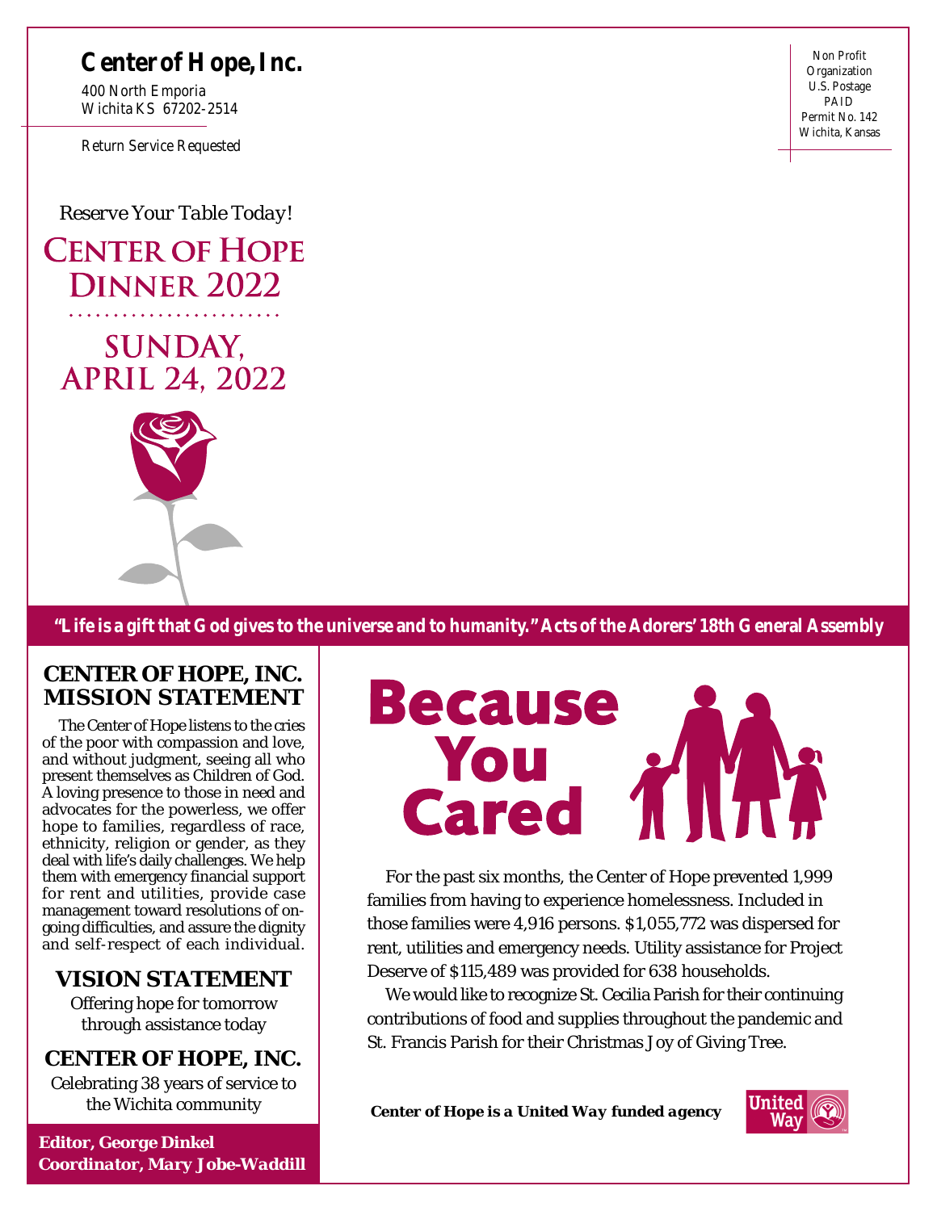**Center of Hope, Inc.**

400 North Emporia
Wichita KS 67202-2514

Return Service Requested

Non Profit
Organization
U.S. Postage
PAID
Permit No. 142
Wichita, Kansas

*Reserve Your Table Today!*

# CENTER OF HOPE DINNER 2022

## SUNDAY, APRIL 24, 2022

**"Life is a gift that God gives to the universe and to humanity." Acts of the Adorers' 18th General Assembly**

## CENTER OF HOPE, INC. MISSION STATEMENT

The Center of Hope listens to the cries of the poor with compassion and love, and without judgment, seeing all who present themselves as Children of God. A loving presence to those in need and advocates for the powerless, we offer hope to families, regardless of race, ethnicity, religion or gender, as they deal with life's daily challenges. We help them with emergency financial support for rent and utilities, provide case management toward resolutions of on-going difficulties, and assure the dignity and self-respect of each individual.

## VISION STATEMENT

Offering hope for tomorrow through assistance today

## CENTER OF HOPE, INC.

Celebrating 38 years of service to the Wichita community

***Editor, George Dinkel***
***Coordinator, Mary Jobe-Waddill***

# Because You Cared

For the past six months, the Center of Hope prevented 1,999 families from having to experience homelessness. Included in those families were 4,916 persons. $1,055,772 was dispersed for rent, utilities and emergency needs. Utility assistance for Project Deserve of $115,489 was provided for 638 households.

We would like to recognize St. Cecilia Parish for their continuing contributions of food and supplies throughout the pandemic and St. Francis Parish for their Christmas Joy of Giving Tree.

***Center of Hope is a United Way funded agency***

United Way